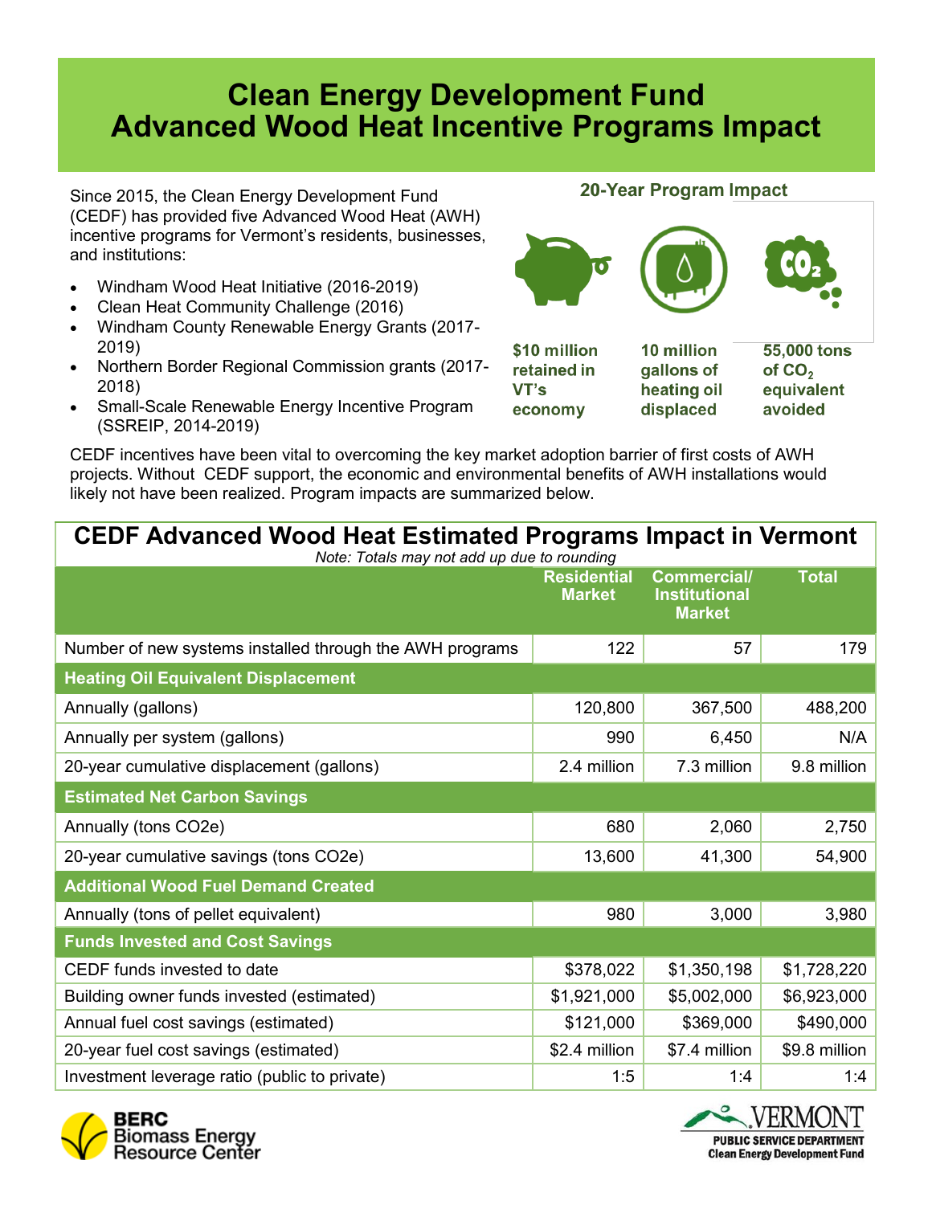# Clean Energy Development Fund
# Advanced Wood Heat Incentive Programs Impact

Since 2015, the Clean Energy Development Fund (CEDF) has provided five Advanced Wood Heat (AWH) incentive programs for Vermont's residents, businesses, and institutions:

- Windham Wood Heat Initiative (2016-2019)
- Clean Heat Community Challenge (2016)
- Windham County Renewable Energy Grants (2017-2019)
- Northern Border Regional Commission grants (2017-2018)
- Small-Scale Renewable Energy Incentive Program (SSREIP, 2014-2019)

### 20-Year Program Impact

**$10 million retained in VT's economy**

**10 million gallons of heating oil displaced**

**55,000 tons of $CO_2$ equivalent avoided**

CEDF incentives have been vital to overcoming the key market adoption barrier of first costs of AWH projects. Without CEDF support, the economic and environmental benefits of AWH installations would likely not have been realized. Program impacts are summarized below.

## CEDF Advanced Wood Heat Estimated Programs Impact in Vermont

*Note: Totals may not add up due to rounding*

| | Residential Market | Commercial/ Institutional Market | Total |
|---|---|---|---|
| Number of new systems installed through the AWH programs | 122 | 57 | 179 |
| **Heating Oil Equivalent Displacement** | | | |
| Annually (gallons) | 120,800 | 367,500 | 488,200 |
| Annually per system (gallons) | 990 | 6,450 | N/A |
| 20-year cumulative displacement (gallons) | 2.4 million | 7.3 million | 9.8 million |
| **Estimated Net Carbon Savings** | | | |
| Annually (tons CO2e) | 680 | 2,060 | 2,750 |
| 20-year cumulative savings (tons CO2e) | 13,600 | 41,300 | 54,900 |
| **Additional Wood Fuel Demand Created** | | | |
| Annually (tons of pellet equivalent) | 980 | 3,000 | 3,980 |
| **Funds Invested and Cost Savings** | | | |
| CEDF funds invested to date | $378,022 | $1,350,198 | $1,728,220 |
| Building owner funds invested (estimated) | $1,921,000 | $5,002,000 | $6,923,000 |
| Annual fuel cost savings (estimated) | $121,000 | $369,000 | $490,000 |
| 20-year fuel cost savings (estimated) | $2.4 million | $7.4 million | $9.8 million |
| Investment leverage ratio (public to private) | 1:5 | 1:4 | 1:4 |

BERC Biomass Energy Resource Center

VERMONT PUBLIC SERVICE DEPARTMENT Clean Energy Development Fund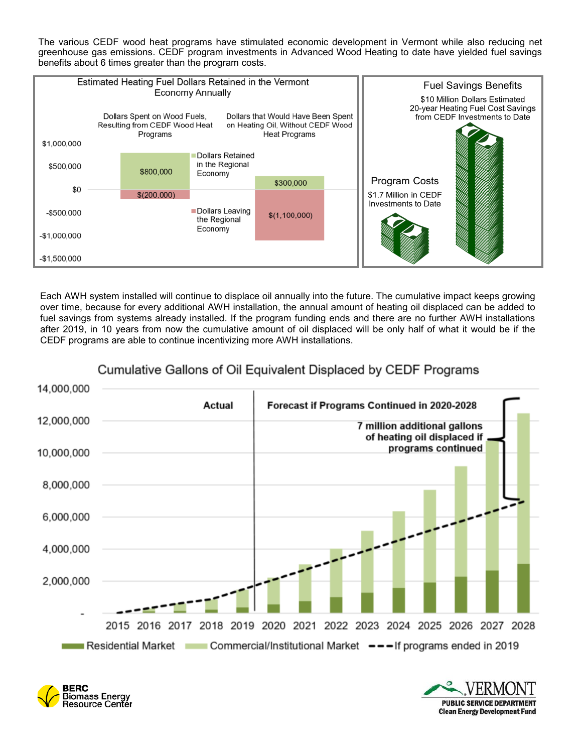The various CEDF wood heat programs have stimulated economic development in Vermont while also reducing net greenhouse gas emissions. CEDF program investments in Advanced Wood Heating to date have yielded fuel savings benefits about 6 times greater than the program costs.

Estimated Heating Fuel Dollars Retained in the Vermont Economy Annually

Dollars Spent on Wood Fuels, Resulting from CEDF Wood Heat Programs

Dollars that Would Have Been Spent on Heating Oil, Without CEDF Wood Heat Programs

$1,000,000
$500,000
$0
-$500,000
-$1,000,000
-$1,500,000

$800,000
$(200,000)
$300,000
$(1,100,000)

Dollars Retained in the Regional Economy

Dollars Leaving the Regional Economy

Fuel Savings Benefits

$10 Million Dollars Estimated 20-year Heating Fuel Cost Savings from CEDF Investments to Date

Program Costs

$1.7 Million in CEDF Investments to Date

Each AWH system installed will continue to displace oil annually into the future. The cumulative impact keeps growing over time, because for every additional AWH installation, the annual amount of heating oil displaced can be added to fuel savings from systems already installed. If the program funding ends and there are no further AWH installations after 2019, in 10 years from now the cumulative amount of oil displaced will be only half of what it would be if the CEDF programs are able to continue incentivizing more AWH installations.

Cumulative Gallons of Oil Equivalent Displaced by CEDF Programs

14,000,000
12,000,000
10,000,000
8,000,000
6,000,000
4,000,000
2,000,000
-

Actual

Forecast if Programs Continued in 2020-2028

7 million additional gallons of heating oil displaced if programs continued

2015 2016 2017 2018 2019 2020 2021 2022 2023 2024 2025 2026 2027 2028

Residential Market    Commercial/Institutional Market    If programs ended in 2019

BERC Biomass Energy Resource Center

VERMONT PUBLIC SERVICE DEPARTMENT Clean Energy Development Fund